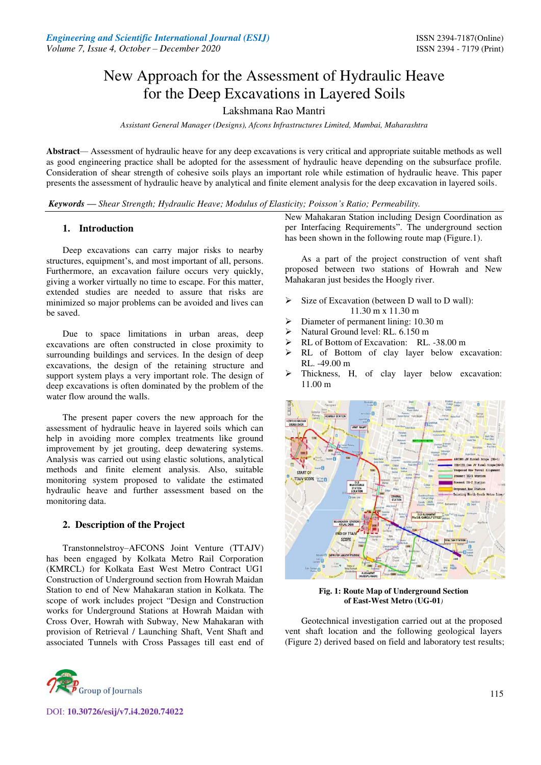# New Approach for the Assessment of Hydraulic Heave for the Deep Excavations in Layered Soils

Lakshmana Rao Mantri

*Assistant General Manager (Designs), Afcons Infrastructures Limited, Mumbai, Maharashtra*

**Abstract**— Assessment of hydraulic heave for any deep excavations is very critical and appropriate suitable methods as well as good engineering practice shall be adopted for the assessment of hydraulic heave depending on the subsurface profile. Consideration of shear strength of cohesive soils plays an important role while estimation of hydraulic heave. This paper presents the assessment of hydraulic heave by analytical and finite element analysis for the deep excavation in layered soils.

***Keywords*** *— Shear Strength; Hydraulic Heave; Modulus of Elasticity; Poisson's Ratio; Permeability.*

## 1. Introduction

Deep excavations can carry major risks to nearby structures, equipment's, and most important of all, persons. Furthermore, an excavation failure occurs very quickly, giving a worker virtually no time to escape. For this matter, extended studies are needed to assure that risks are minimized so major problems can be avoided and lives can be saved.

Due to space limitations in urban areas, deep excavations are often constructed in close proximity to surrounding buildings and services. In the design of deep excavations, the design of the retaining structure and support system plays a very important role. The design of deep excavations is often dominated by the problem of the water flow around the walls.

The present paper covers the new approach for the assessment of hydraulic heave in layered soils which can help in avoiding more complex treatments like ground improvement by jet grouting, deep dewatering systems. Analysis was carried out using elastic solutions, analytical methods and finite element analysis. Also, suitable monitoring system proposed to validate the estimated hydraulic heave and further assessment based on the monitoring data.

## 2. Description of the Project

Transtonnelstroy–AFCONS Joint Venture (TTAJV) has been engaged by Kolkata Metro Rail Corporation (KMRCL) for Kolkata East West Metro Contract UG1 Construction of Underground section from Howrah Maidan Station to end of New Mahakaran station in Kolkata. The scope of work includes project "Design and Construction works for Underground Stations at Howrah Maidan with Cross Over, Howrah with Subway, New Mahakaran with provision of Retrieval / Launching Shaft, Vent Shaft and associated Tunnels with Cross Passages till east end of New Mahakaran Station including Design Coordination as per Interfacing Requirements". The underground section has been shown in the following route map (Figure.1).

As a part of the project construction of vent shaft proposed between two stations of Howrah and New Mahakaran just besides the Hoogly river.

- Size of Excavation (between D wall to D wall): 11.30 m x 11.30 m
- Diameter of permanent lining: 10.30 m
- Natural Ground level: RL. 6.150 m
- RL of Bottom of Excavation: RL. -38.00 m
- RL of Bottom of clay layer below excavation: RL. -49.00 m
- Thickness, H, of clay layer below excavation: 11.00 m

**Fig. 1: Route Map of Underground Section of East-West Metro (UG-01)**

Geotechnical investigation carried out at the proposed vent shaft location and the following geological layers (Figure 2) derived based on field and laboratory test results;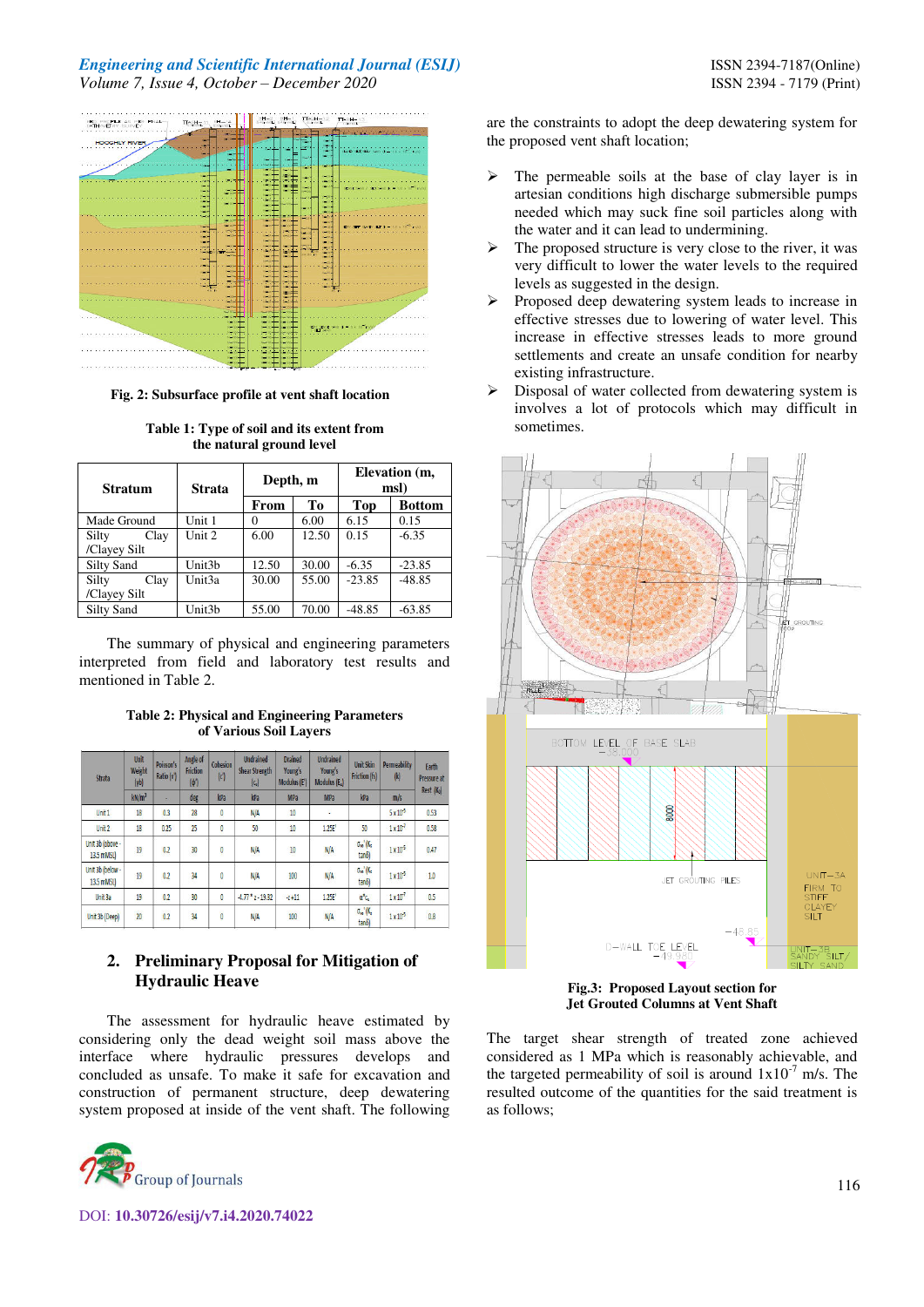Fig. 2: Subsurface profile at vent shaft location

Table 1: Type of soil and its extent from the natural ground level

| Stratum | Strata | Depth, m | | Elevation (m, msl) | |
|---|---|---|---|---|---|
| | | From | To | Top | Bottom |
| Made Ground | Unit 1 | 0 | 6.00 | 6.15 | 0.15 |
| Silty Clay /Clayey Silt | Unit 2 | 6.00 | 12.50 | 0.15 | -6.35 |
| Silty Sand | Unit3b | 12.50 | 30.00 | -6.35 | -23.85 |
| Silty Clay /Clayey Silt | Unit3a | 30.00 | 55.00 | -23.85 | -48.85 |
| Silty Sand | Unit3b | 55.00 | 70.00 | -48.85 | -63.85 |

The summary of physical and engineering parameters interpreted from field and laboratory test results and mentioned in Table 2.

Table 2: Physical and Engineering Parameters of Various Soil Layers

| Strata | Unit Weight (γb) | Poisson's Ratio (ν) | Angle of Friction (φ') | Cohesion (c') | Undrained Shear Strength ($c_u$) | Drained Young's Modulus (E) | Undrained Young's Modulus ($E_u$) | Unit Skin Friction ($f_s$) | Permeability (k) | Earth Pressure at Rest ($K_0$) |
|---|---|---|---|---|---|---|---|---|---|---|
| | kN/m³ | - | deg | kPa | kPa | MPa | MPa | kPa | m/s | |
| Unit 1 | 18 | 0.3 | 28 | 0 | N/A | 10 | - | | $5 \times 10^{-5}$ | 0.53 |
| Unit 2 | 18 | 0.25 | 25 | 0 | 50 | 10 | 1.25E' | 50 | $1 \times 10^{-7}$ | 0.58 |
| Unit 3b (above -13.5 mMSL) | 19 | 0.2 | 30 | 0 | N/A | 10 | N/A | $\sigma_v'(K_s \tan\delta)$ | $1 \times 10^{-5}$ | 0.47 |
| Unit 3b (below -13.5 mMSL) | 19 | 0.2 | 34 | 0 | N/A | 100 | N/A | $\sigma_v'(K_s \tan\delta)$ | $1 \times 10^{-5}$ | 1.0 |
| Unit 3a | 19 | 0.2 | 30 | 0 | -4.77 * z - 19.32 | -z+11 | 1.25E' | $\alpha^* c_u$ | $1 \times 10^{-7}$ | 0.5 |
| Unit 3b (Deep) | 20 | 0.2 | 34 | 0 | N/A | 100 | N/A | $\sigma_v'(K_s \tan\delta)$ | $1 \times 10^{-5}$ | 0.8 |

## 2. Preliminary Proposal for Mitigation of Hydraulic Heave

The assessment for hydraulic heave estimated by considering only the dead weight soil mass above the interface where hydraulic pressures develops and concluded as unsafe. To make it safe for excavation and construction of permanent structure, deep dewatering system proposed at inside of the vent shaft. The following are the constraints to adopt the deep dewatering system for the proposed vent shaft location;

- The permeable soils at the base of clay layer is in artesian conditions high discharge submersible pumps needed which may suck fine soil particles along with the water and it can lead to undermining.
- The proposed structure is very close to the river, it was very difficult to lower the water levels to the required levels as suggested in the design.
- Proposed deep dewatering system leads to increase in effective stresses due to lowering of water level. This increase in effective stresses leads to more ground settlements and create an unsafe condition for nearby existing infrastructure.
- Disposal of water collected from dewatering system is involves a lot of protocols which may difficult in sometimes.

Fig.3: Proposed Layout section for Jet Grouted Columns at Vent Shaft

The target shear strength of treated zone achieved considered as 1 MPa which is reasonably achievable, and the targeted permeability of soil is around $1 \times 10^{-7}$ m/s. The resulted outcome of the quantities for the said treatment is as follows;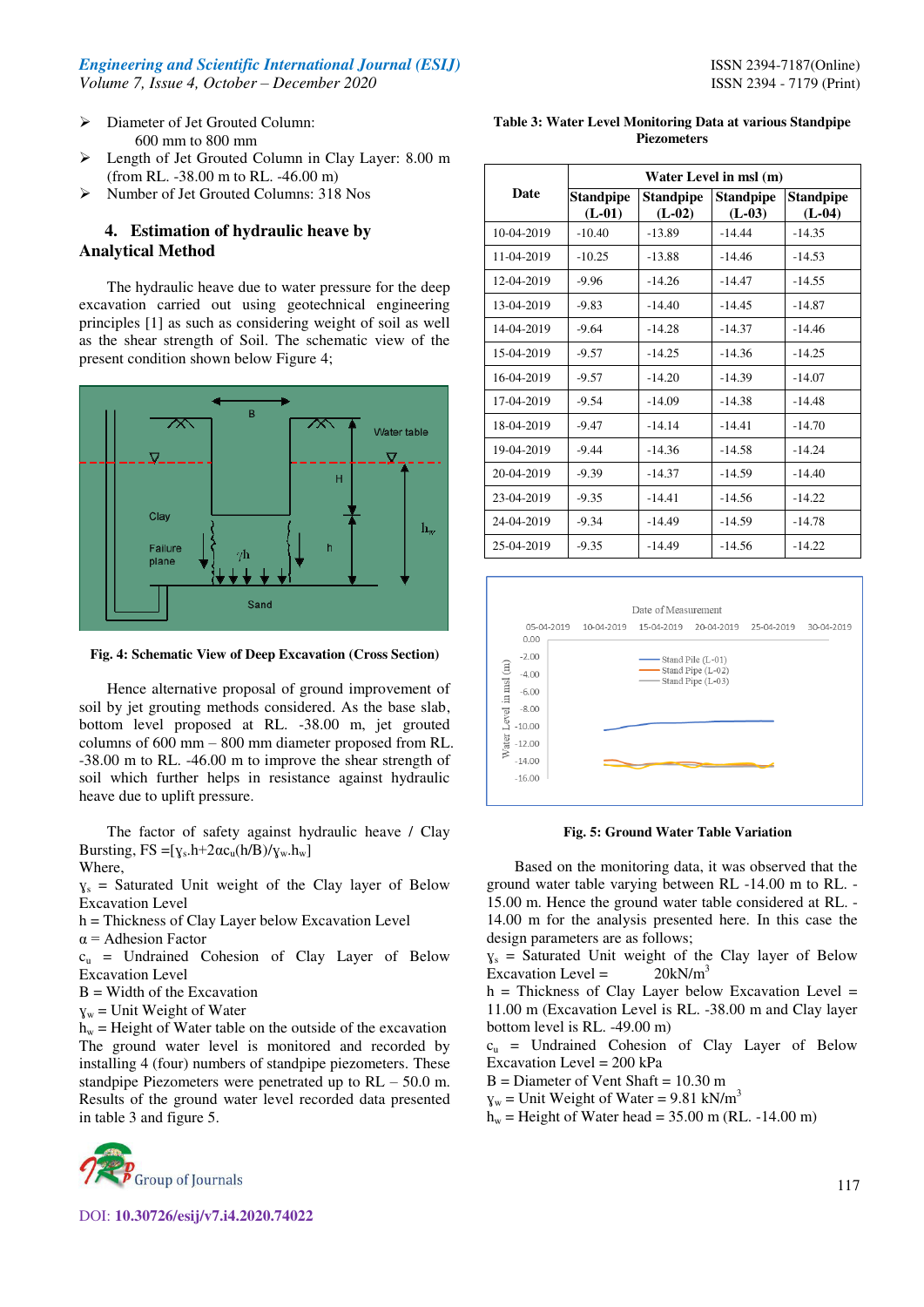- Diameter of Jet Grouted Column: 600 mm to 800 mm
- Length of Jet Grouted Column in Clay Layer: 8.00 m (from RL. -38.00 m to RL. -46.00 m)
- Number of Jet Grouted Columns: 318 Nos

## 4. Estimation of hydraulic heave by Analytical Method

The hydraulic heave due to water pressure for the deep excavation carried out using geotechnical engineering principles [1] as such as considering weight of soil as well as the shear strength of Soil. The schematic view of the present condition shown below Figure 4;

**Fig. 4: Schematic View of Deep Excavation (Cross Section)**

Hence alternative proposal of ground improvement of soil by jet grouting methods considered. As the base slab, bottom level proposed at RL. -38.00 m, jet grouted columns of 600 mm – 800 mm diameter proposed from RL. -38.00 m to RL. -46.00 m to improve the shear strength of soil which further helps in resistance against hydraulic heave due to uplift pressure.

The factor of safety against hydraulic heave / Clay Bursting, FS $=[\gamma_s.h+2\alpha c_u(h/B)/\gamma_w.h_w]$

Where,

$\gamma_s$ = Saturated Unit weight of the Clay layer of Below Excavation Level

h = Thickness of Clay Layer below Excavation Level

$\alpha$ = Adhesion Factor

$c_u$ = Undrained Cohesion of Clay Layer of Below Excavation Level

B = Width of the Excavation

$\gamma_w$ = Unit Weight of Water

$h_w$ = Height of Water table on the outside of the excavation

The ground water level is monitored and recorded by installing 4 (four) numbers of standpipe piezometers. These standpipe Piezometers were penetrated up to RL – 50.0 m. Results of the ground water level recorded data presented in table 3 and figure 5.

**Table 3: Water Level Monitoring Data at various Standpipe Piezometers**

| Date | Water Level in msl (m) | | | |
|---|---|---|---|---|
| | Standpipe (L-01) | Standpipe (L-02) | Standpipe (L-03) | Standpipe (L-04) |
| 10-04-2019 | -10.40 | -13.89 | -14.44 | -14.35 |
| 11-04-2019 | -10.25 | -13.88 | -14.46 | -14.53 |
| 12-04-2019 | -9.96 | -14.26 | -14.47 | -14.55 |
| 13-04-2019 | -9.83 | -14.40 | -14.45 | -14.87 |
| 14-04-2019 | -9.64 | -14.28 | -14.37 | -14.46 |
| 15-04-2019 | -9.57 | -14.25 | -14.36 | -14.25 |
| 16-04-2019 | -9.57 | -14.20 | -14.39 | -14.07 |
| 17-04-2019 | -9.54 | -14.09 | -14.38 | -14.48 |
| 18-04-2019 | -9.47 | -14.14 | -14.41 | -14.70 |
| 19-04-2019 | -9.44 | -14.36 | -14.58 | -14.24 |
| 20-04-2019 | -9.39 | -14.37 | -14.59 | -14.40 |
| 23-04-2019 | -9.35 | -14.41 | -14.56 | -14.22 |
| 24-04-2019 | -9.34 | -14.49 | -14.59 | -14.78 |
| 25-04-2019 | -9.35 | -14.49 | -14.56 | -14.22 |

**Fig. 5: Ground Water Table Variation**

Based on the monitoring data, it was observed that the ground water table varying between RL -14.00 m to RL. -15.00 m. Hence the ground water table considered at RL. -14.00 m for the analysis presented here. In this case the design parameters are as follows;

$\gamma_s$ = Saturated Unit weight of the Clay layer of Below Excavation Level = 20kN/m$^3$

h = Thickness of Clay Layer below Excavation Level = 11.00 m (Excavation Level is RL. -38.00 m and Clay layer bottom level is RL. -49.00 m)

$c_u$ = Undrained Cohesion of Clay Layer of Below Excavation Level = 200 kPa

B = Diameter of Vent Shaft = 10.30 m

$\gamma_w$ = Unit Weight of Water = 9.81 kN/m$^3$

$h_w$ = Height of Water head = 35.00 m (RL. -14.00 m)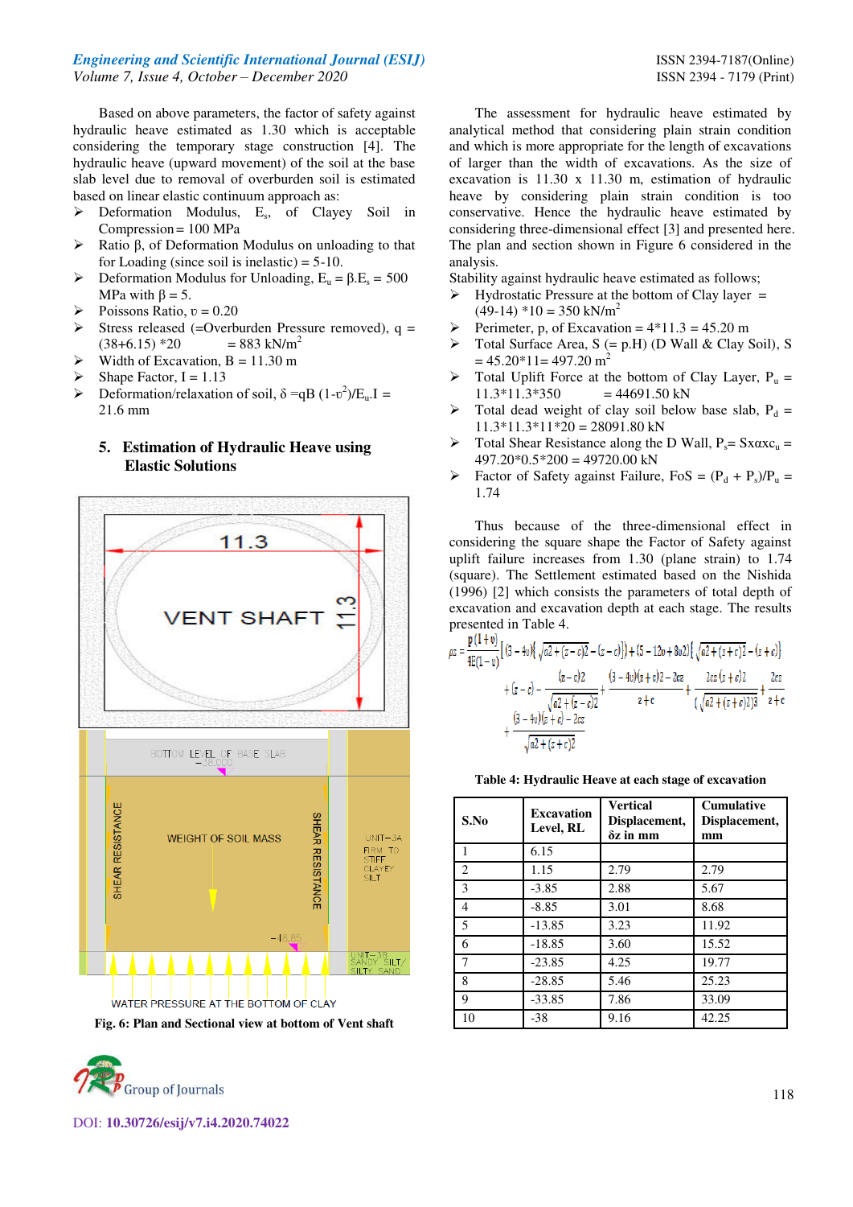Based on above parameters, the factor of safety against hydraulic heave estimated as 1.30 which is acceptable considering the temporary stage construction [4]. The hydraulic heave (upward movement) of the soil at the base slab level due to removal of overburden soil is estimated based on linear elastic continuum approach as:

- Deformation Modulus, $E_s$, of Clayey Soil in Compression = 100 MPa
- Ratio β, of Deformation Modulus on unloading to that for Loading (since soil is inelastic) = 5-10.
- Deformation Modulus for Unloading, $E_u = \beta.E_s$ = 500 MPa with β = 5.
- Poissons Ratio, υ = 0.20
- Stress released (=Overburden Pressure removed), q = (38+6.15) *20 = 883 kN/m$^2$
- Width of Excavation, B = 11.30 m
- Shape Factor, I = 1.13
- Deformation/relaxation of soil, $\delta = qB\,(1-\upsilon^2)/E_u.I$ = 21.6 mm

## 5. Estimation of Hydraulic Heave using Elastic Solutions

Fig. 6: Plan and Sectional view at bottom of Vent shaft

The assessment for hydraulic heave estimated by analytical method that considering plain strain condition and which is more appropriate for the length of excavations of larger than the width of excavations. As the size of excavation is 11.30 x 11.30 m, estimation of hydraulic heave by considering plain strain condition is too conservative. Hence the hydraulic heave estimated by considering three-dimensional effect [3] and presented here. The plan and section shown in Figure 6 considered in the analysis.

Stability against hydraulic heave estimated as follows;

- Hydrostatic Pressure at the bottom of Clay layer = (49-14) *10 = 350 kN/m$^2$
- Perimeter, p, of Excavation = 4*11.3 = 45.20 m
- Total Surface Area, S (= p.H) (D Wall & Clay Soil), S = 45.20*11= 497.20 m$^2$
- Total Uplift Force at the bottom of Clay Layer, $P_u$ = 11.3*11.3*350 = 44691.50 kN
- Total dead weight of clay soil below base slab, $P_d$ = 11.3*11.3*11*20 = 28091.80 kN
- Total Shear Resistance along the D Wall, $P_s$= Sxαx$c_u$ = 497.20*0.5*200 = 49720.00 kN
- Factor of Safety against Failure, FoS = $(P_d + P_s)/P_u$ = 1.74

Thus because of the three-dimensional effect in considering the square shape the Factor of Safety against uplift failure increases from 1.30 (plane strain) to 1.74 (square). The Settlement estimated based on the Nishida (1996) [2] which consists the parameters of total depth of excavation and excavation depth at each stage. The results presented in Table 4.

$$\rho z = \frac{p(1+\upsilon)}{4E(1-\upsilon)}\Big[(3-4\upsilon)\Big\{\sqrt{a^2+(z-c)^2}-(z-c)\Big\}+(5-12\upsilon+8\upsilon^2)\Big\{\sqrt{a^2+(z+c)^2}-(z+c)\Big\}$$
$$+(z-c)-\frac{(z-c)^2}{\sqrt{a^2+(z-c)^2}}+\frac{(3-4\upsilon)(z+c)^2-2cz}{z+c}+\frac{2cz(z+c)^2}{\left(\sqrt{a^2+(z+c)^2}\right)^3}+\frac{2cz}{z+c}$$
$$+\frac{(3-4\upsilon)(z+c)-2cz}{\sqrt{a^2+(z+c)^2}}$$

**Table 4: Hydraulic Heave at each stage of excavation**

| S.No | Excavation Level, RL | Vertical Displacement, δz in mm | Cumulative Displacement, mm |
|---|---|---|---|
| 1 | 6.15 | | |
| 2 | 1.15 | 2.79 | 2.79 |
| 3 | -3.85 | 2.88 | 5.67 |
| 4 | -8.85 | 3.01 | 8.68 |
| 5 | -13.85 | 3.23 | 11.92 |
| 6 | -18.85 | 3.60 | 15.52 |
| 7 | -23.85 | 4.25 | 19.77 |
| 8 | -28.85 | 5.46 | 25.23 |
| 9 | -33.85 | 7.86 | 33.09 |
| 10 | -38 | 9.16 | 42.25 |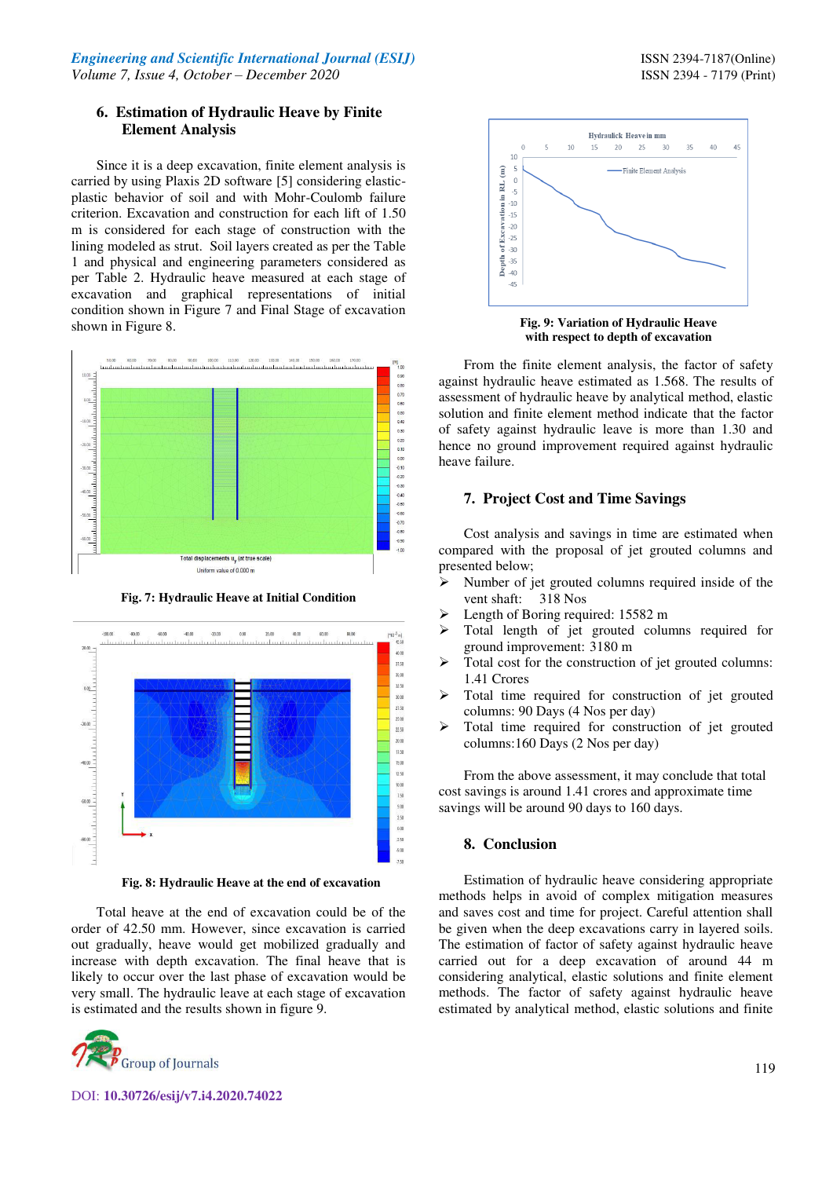## 6. Estimation of Hydraulic Heave by Finite Element Analysis

Since it is a deep excavation, finite element analysis is carried by using Plaxis 2D software [5] considering elastic-plastic behavior of soil and with Mohr-Coulomb failure criterion. Excavation and construction for each lift of 1.50 m is considered for each stage of construction with the lining modeled as strut. Soil layers created as per the Table 1 and physical and engineering parameters considered as per Table 2. Hydraulic heave measured at each stage of excavation and graphical representations of initial condition shown in Figure 7 and Final Stage of excavation shown in Figure 8.

**Fig. 7: Hydraulic Heave at Initial Condition**

**Fig. 8: Hydraulic Heave at the end of excavation**

Total heave at the end of excavation could be of the order of 42.50 mm. However, since excavation is carried out gradually, heave would get mobilized gradually and increase with depth excavation. The final heave that is likely to occur over the last phase of excavation would be very small. The hydraulic leave at each stage of excavation is estimated and the results shown in figure 9.

**Fig. 9: Variation of Hydraulic Heave with respect to depth of excavation**

From the finite element analysis, the factor of safety against hydraulic heave estimated as 1.568. The results of assessment of hydraulic heave by analytical method, elastic solution and finite element method indicate that the factor of safety against hydraulic leave is more than 1.30 and hence no ground improvement required against hydraulic heave failure.

## 7. Project Cost and Time Savings

Cost analysis and savings in time are estimated when compared with the proposal of jet grouted columns and presented below;

- Number of jet grouted columns required inside of the vent shaft: 318 Nos
- Length of Boring required: 15582 m
- Total length of jet grouted columns required for ground improvement: 3180 m
- Total cost for the construction of jet grouted columns: 1.41 Crores
- Total time required for construction of jet grouted columns: 90 Days (4 Nos per day)
- Total time required for construction of jet grouted columns:160 Days (2 Nos per day)

From the above assessment, it may conclude that total cost savings is around 1.41 crores and approximate time savings will be around 90 days to 160 days.

## 8. Conclusion

Estimation of hydraulic heave considering appropriate methods helps in avoid of complex mitigation measures and saves cost and time for project. Careful attention shall be given when the deep excavations carry in layered soils. The estimation of factor of safety against hydraulic heave carried out for a deep excavation of around 44 m considering analytical, elastic solutions and finite element methods. The factor of safety against hydraulic heave estimated by analytical method, elastic solutions and finite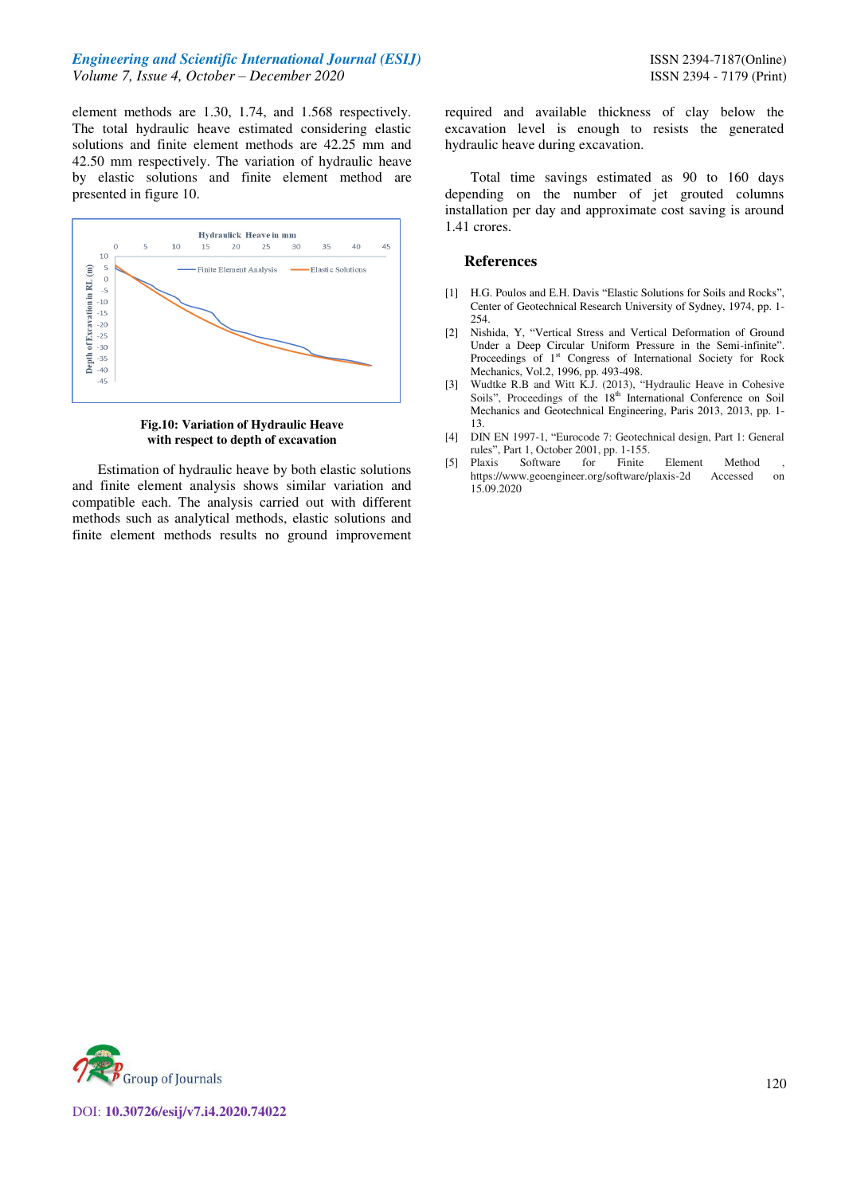element methods are 1.30, 1.74, and 1.568 respectively. The total hydraulic heave estimated considering elastic solutions and finite element methods are 42.25 mm and 42.50 mm respectively. The variation of hydraulic heave by elastic solutions and finite element method are presented in figure 10.

Hydraulick Heave in mm

0 5 10 15 20 25 30 35 40 45

Depth of Excavation in RL (m)

10 5 0 -5 -10 -15 -20 -25 -30 -35 -40 -45

Finite Element Analysis

Elastic Solutions

**Fig.10: Variation of Hydraulic Heave with respect to depth of excavation**

Estimation of hydraulic heave by both elastic solutions and finite element analysis shows similar variation and compatible each. The analysis carried out with different methods such as analytical methods, elastic solutions and finite element methods results no ground improvement required and available thickness of clay below the excavation level is enough to resists the generated hydraulic heave during excavation.

Total time savings estimated as 90 to 160 days depending on the number of jet grouted columns installation per day and approximate cost saving is around 1.41 crores.

## References

[1] H.G. Poulos and E.H. Davis "Elastic Solutions for Soils and Rocks", Center of Geotechnical Research University of Sydney, 1974, pp. 1-254.

[2] Nishida, Y, "Vertical Stress and Vertical Deformation of Ground Under a Deep Circular Uniform Pressure in the Semi-infinite". Proceedings of 1st Congress of International Society for Rock Mechanics, Vol.2, 1996, pp. 493-498.

[3] Wudtke R.B and Witt K.J. (2013), "Hydraulic Heave in Cohesive Soils", Proceedings of the 18th International Conference on Soil Mechanics and Geotechnical Engineering, Paris 2013, 2013, pp. 1-13.

[4] DIN EN 1997-1, "Eurocode 7: Geotechnical design, Part 1: General rules", Part 1, October 2001, pp. 1-155.

[5] Plaxis Software for Finite Element Method , https://www.geoengineer.org/software/plaxis-2d Accessed on 15.09.2020